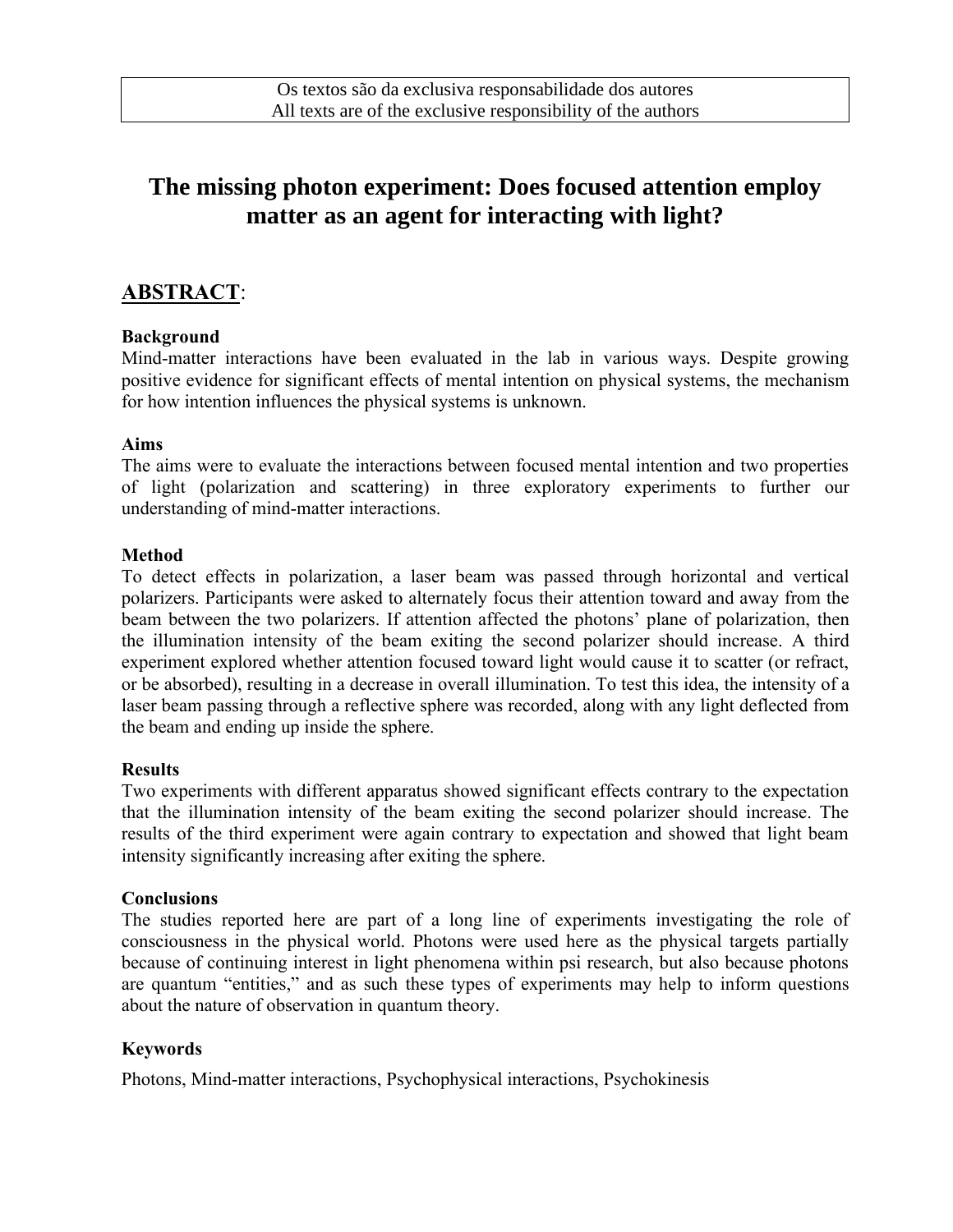Os textos são da exclusiva responsabilidade dos autores
All texts are of the exclusive responsibility of the authors

# The missing photon experiment: Does focused attention employ matter as an agent for interacting with light?

## ABSTRACT:

**Background**

Mind-matter interactions have been evaluated in the lab in various ways. Despite growing positive evidence for significant effects of mental intention on physical systems, the mechanism for how intention influences the physical systems is unknown.

**Aims**

The aims were to evaluate the interactions between focused mental intention and two properties of light (polarization and scattering) in three exploratory experiments to further our understanding of mind-matter interactions.

**Method**

To detect effects in polarization, a laser beam was passed through horizontal and vertical polarizers. Participants were asked to alternately focus their attention toward and away from the beam between the two polarizers. If attention affected the photons' plane of polarization, then the illumination intensity of the beam exiting the second polarizer should increase. A third experiment explored whether attention focused toward light would cause it to scatter (or refract, or be absorbed), resulting in a decrease in overall illumination. To test this idea, the intensity of a laser beam passing through a reflective sphere was recorded, along with any light deflected from the beam and ending up inside the sphere.

**Results**

Two experiments with different apparatus showed significant effects contrary to the expectation that the illumination intensity of the beam exiting the second polarizer should increase. The results of the third experiment were again contrary to expectation and showed that light beam intensity significantly increasing after exiting the sphere.

**Conclusions**

The studies reported here are part of a long line of experiments investigating the role of consciousness in the physical world. Photons were used here as the physical targets partially because of continuing interest in light phenomena within psi research, but also because photons are quantum "entities," and as such these types of experiments may help to inform questions about the nature of observation in quantum theory.

**Keywords**

Photons, Mind-matter interactions, Psychophysical interactions, Psychokinesis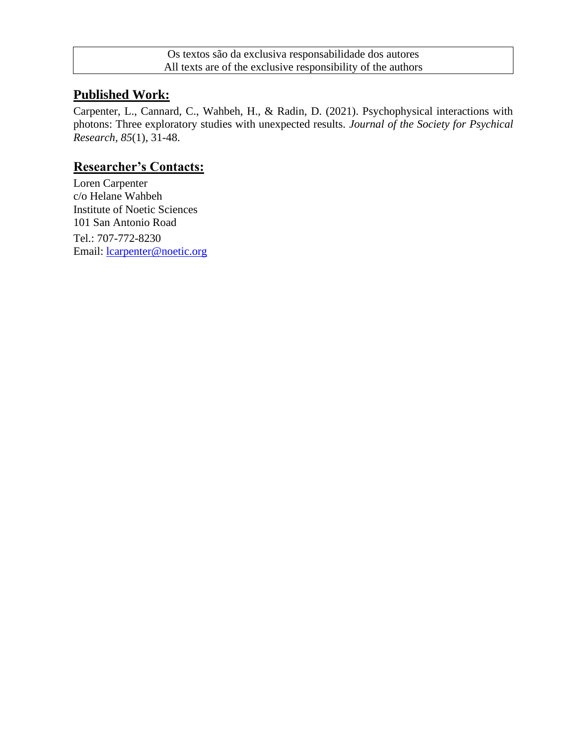Os textos são da exclusiva responsabilidade dos autores
All texts are of the exclusive responsibility of the authors

## **Published Work:**

Carpenter, L., Cannard, C., Wahbeh, H., & Radin, D. (2021). Psychophysical interactions with photons: Three exploratory studies with unexpected results. *Journal of the Society for Psychical Research*, *85*(1), 31-48.

## **Researcher's Contacts:**

Loren Carpenter
c/o Helane Wahbeh
Institute of Noetic Sciences
101 San Antonio Road
Tel.: 707-772-8230
Email: lcarpenter@noetic.org